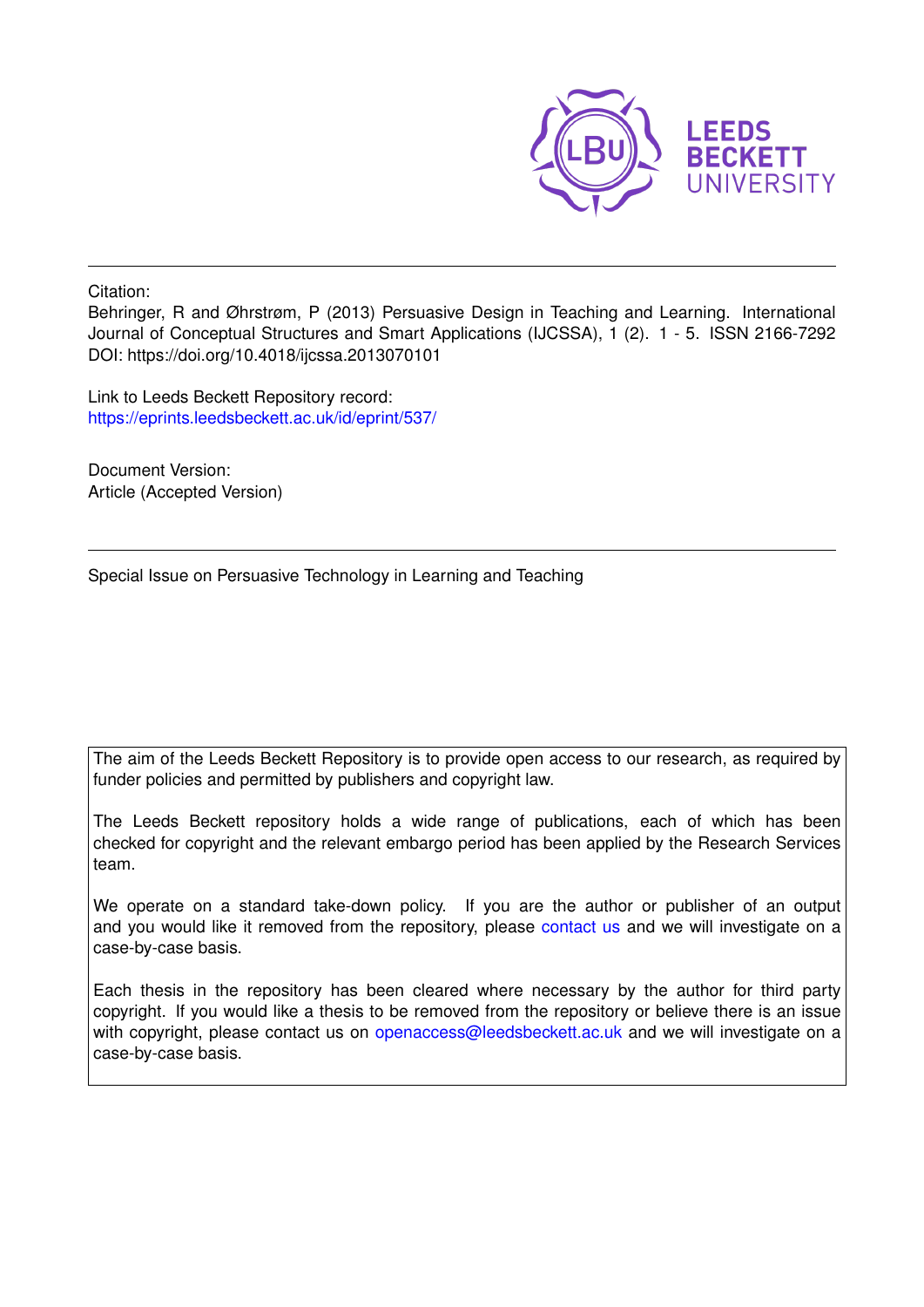Citation:

Behringer, R and Øhrstrøm, P (2013) Persuasive Design in Teaching and Learning. International Journal of Conceptual Structures and Smart Applications (IJCSSA), 1 (2). 1 - 5. ISSN 2166-7292 DOI: https://doi.org/10.4018/ijcssa.2013070101

Link to Leeds Beckett Repository record:
https://eprints.leedsbeckett.ac.uk/id/eprint/537/

Document Version:
Article (Accepted Version)

---

Special Issue on Persuasive Technology in Learning and Teaching

The aim of the Leeds Beckett Repository is to provide open access to our research, as required by funder policies and permitted by publishers and copyright law.

The Leeds Beckett repository holds a wide range of publications, each of which has been checked for copyright and the relevant embargo period has been applied by the Research Services team.

We operate on a standard take-down policy. If you are the author or publisher of an output and you would like it removed from the repository, please contact us and we will investigate on a case-by-case basis.

Each thesis in the repository has been cleared where necessary by the author for third party copyright. If you would like a thesis to be removed from the repository or believe there is an issue with copyright, please contact us on openaccess@leedsbeckett.ac.uk and we will investigate on a case-by-case basis.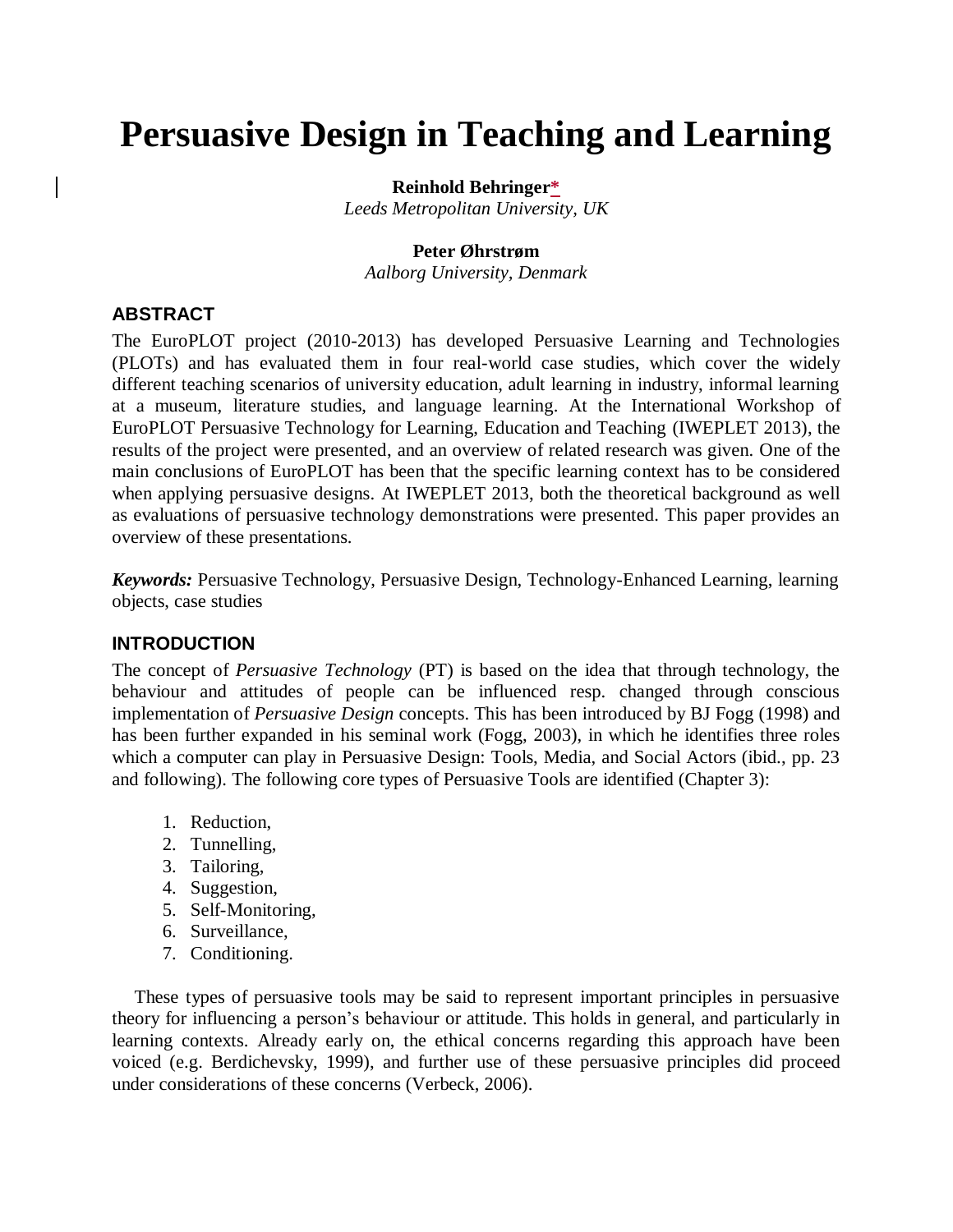# Persuasive Design in Teaching and Learning

**Reinhold Behringer***
*Leeds Metropolitan University, UK*

**Peter Øhrstrøm**
*Aalborg University, Denmark*

## ABSTRACT

The EuroPLOT project (2010-2013) has developed Persuasive Learning and Technologies (PLOTs) and has evaluated them in four real-world case studies, which cover the widely different teaching scenarios of university education, adult learning in industry, informal learning at a museum, literature studies, and language learning. At the International Workshop of EuroPLOT Persuasive Technology for Learning, Education and Teaching (IWEPLET 2013), the results of the project were presented, and an overview of related research was given. One of the main conclusions of EuroPLOT has been that the specific learning context has to be considered when applying persuasive designs. At IWEPLET 2013, both the theoretical background as well as evaluations of persuasive technology demonstrations were presented. This paper provides an overview of these presentations.

***Keywords:*** Persuasive Technology, Persuasive Design, Technology-Enhanced Learning, learning objects, case studies

## INTRODUCTION

The concept of *Persuasive Technology* (PT) is based on the idea that through technology, the behaviour and attitudes of people can be influenced resp. changed through conscious implementation of *Persuasive Design* concepts. This has been introduced by BJ Fogg (1998) and has been further expanded in his seminal work (Fogg, 2003), in which he identifies three roles which a computer can play in Persuasive Design: Tools, Media, and Social Actors (ibid., pp. 23 and following). The following core types of Persuasive Tools are identified (Chapter 3):

1. Reduction,
2. Tunnelling,
3. Tailoring,
4. Suggestion,
5. Self-Monitoring,
6. Surveillance,
7. Conditioning.

These types of persuasive tools may be said to represent important principles in persuasive theory for influencing a person's behaviour or attitude. This holds in general, and particularly in learning contexts. Already early on, the ethical concerns regarding this approach have been voiced (e.g. Berdichevsky, 1999), and further use of these persuasive principles did proceed under considerations of these concerns (Verbeck, 2006).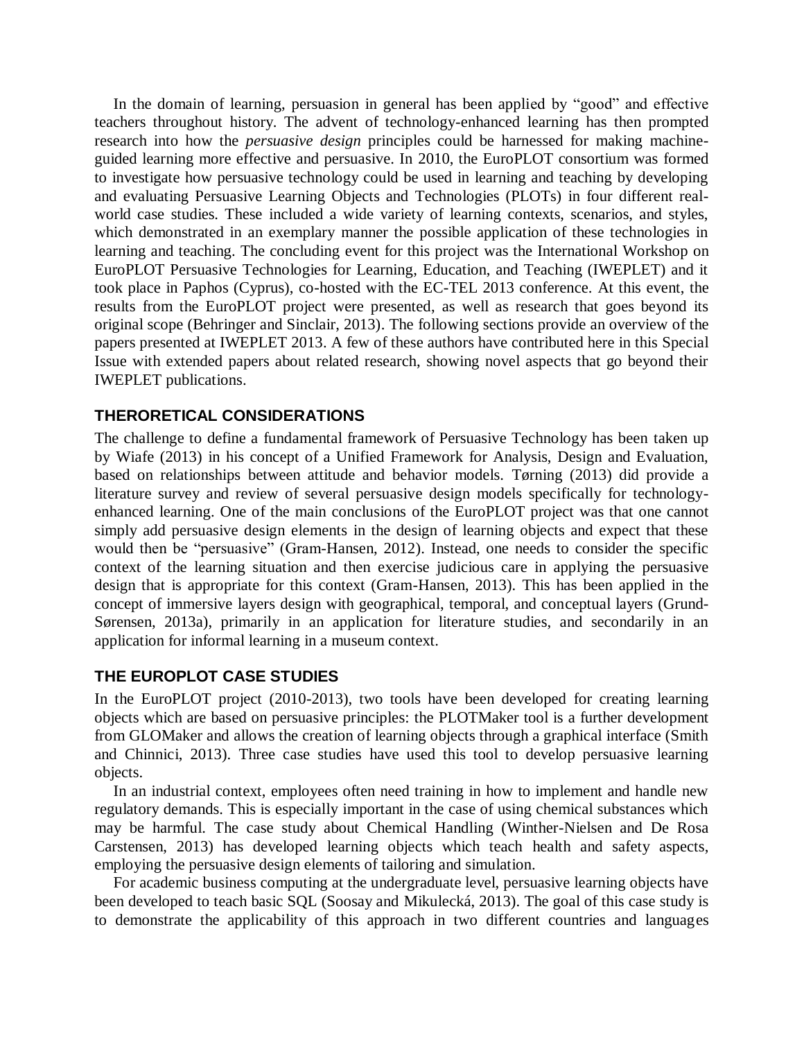In the domain of learning, persuasion in general has been applied by "good" and effective teachers throughout history. The advent of technology-enhanced learning has then prompted research into how the *persuasive design* principles could be harnessed for making machine-guided learning more effective and persuasive. In 2010, the EuroPLOT consortium was formed to investigate how persuasive technology could be used in learning and teaching by developing and evaluating Persuasive Learning Objects and Technologies (PLOTs) in four different real-world case studies. These included a wide variety of learning contexts, scenarios, and styles, which demonstrated in an exemplary manner the possible application of these technologies in learning and teaching. The concluding event for this project was the International Workshop on EuroPLOT Persuasive Technologies for Learning, Education, and Teaching (IWEPLET) and it took place in Paphos (Cyprus), co-hosted with the EC-TEL 2013 conference. At this event, the results from the EuroPLOT project were presented, as well as research that goes beyond its original scope (Behringer and Sinclair, 2013). The following sections provide an overview of the papers presented at IWEPLET 2013. A few of these authors have contributed here in this Special Issue with extended papers about related research, showing novel aspects that go beyond their IWEPLET publications.

## THERORETICAL CONSIDERATIONS

The challenge to define a fundamental framework of Persuasive Technology has been taken up by Wiafe (2013) in his concept of a Unified Framework for Analysis, Design and Evaluation, based on relationships between attitude and behavior models. Tørning (2013) did provide a literature survey and review of several persuasive design models specifically for technology-enhanced learning. One of the main conclusions of the EuroPLOT project was that one cannot simply add persuasive design elements in the design of learning objects and expect that these would then be "persuasive" (Gram-Hansen, 2012). Instead, one needs to consider the specific context of the learning situation and then exercise judicious care in applying the persuasive design that is appropriate for this context (Gram-Hansen, 2013). This has been applied in the concept of immersive layers design with geographical, temporal, and conceptual layers (Grund-Sørensen, 2013a), primarily in an application for literature studies, and secondarily in an application for informal learning in a museum context.

## THE EUROPLOT CASE STUDIES

In the EuroPLOT project (2010-2013), two tools have been developed for creating learning objects which are based on persuasive principles: the PLOTMaker tool is a further development from GLOMaker and allows the creation of learning objects through a graphical interface (Smith and Chinnici, 2013). Three case studies have used this tool to develop persuasive learning objects.

In an industrial context, employees often need training in how to implement and handle new regulatory demands. This is especially important in the case of using chemical substances which may be harmful. The case study about Chemical Handling (Winther-Nielsen and De Rosa Carstensen, 2013) has developed learning objects which teach health and safety aspects, employing the persuasive design elements of tailoring and simulation.

For academic business computing at the undergraduate level, persuasive learning objects have been developed to teach basic SQL (Soosay and Mikulecká, 2013). The goal of this case study is to demonstrate the applicability of this approach in two different countries and languages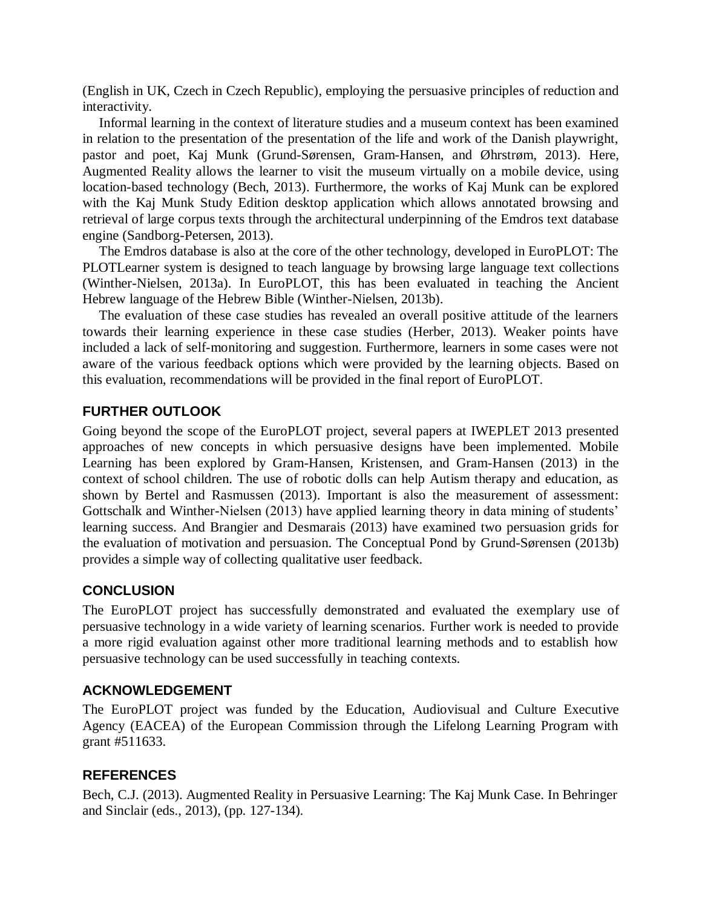(English in UK, Czech in Czech Republic), employing the persuasive principles of reduction and interactivity.

Informal learning in the context of literature studies and a museum context has been examined in relation to the presentation of the presentation of the life and work of the Danish playwright, pastor and poet, Kaj Munk (Grund-Sørensen, Gram-Hansen, and Øhrstrøm, 2013). Here, Augmented Reality allows the learner to visit the museum virtually on a mobile device, using location-based technology (Bech, 2013). Furthermore, the works of Kaj Munk can be explored with the Kaj Munk Study Edition desktop application which allows annotated browsing and retrieval of large corpus texts through the architectural underpinning of the Emdros text database engine (Sandborg-Petersen, 2013).

The Emdros database is also at the core of the other technology, developed in EuroPLOT: The PLOTLearner system is designed to teach language by browsing large language text collections (Winther-Nielsen, 2013a). In EuroPLOT, this has been evaluated in teaching the Ancient Hebrew language of the Hebrew Bible (Winther-Nielsen, 2013b).

The evaluation of these case studies has revealed an overall positive attitude of the learners towards their learning experience in these case studies (Herber, 2013). Weaker points have included a lack of self-monitoring and suggestion. Furthermore, learners in some cases were not aware of the various feedback options which were provided by the learning objects. Based on this evaluation, recommendations will be provided in the final report of EuroPLOT.

## FURTHER OUTLOOK

Going beyond the scope of the EuroPLOT project, several papers at IWEPLET 2013 presented approaches of new concepts in which persuasive designs have been implemented. Mobile Learning has been explored by Gram-Hansen, Kristensen, and Gram-Hansen (2013) in the context of school children. The use of robotic dolls can help Autism therapy and education, as shown by Bertel and Rasmussen (2013). Important is also the measurement of assessment: Gottschalk and Winther-Nielsen (2013) have applied learning theory in data mining of students' learning success. And Brangier and Desmarais (2013) have examined two persuasion grids for the evaluation of motivation and persuasion. The Conceptual Pond by Grund-Sørensen (2013b) provides a simple way of collecting qualitative user feedback.

## CONCLUSION

The EuroPLOT project has successfully demonstrated and evaluated the exemplary use of persuasive technology in a wide variety of learning scenarios. Further work is needed to provide a more rigid evaluation against other more traditional learning methods and to establish how persuasive technology can be used successfully in teaching contexts.

## ACKNOWLEDGEMENT

The EuroPLOT project was funded by the Education, Audiovisual and Culture Executive Agency (EACEA) of the European Commission through the Lifelong Learning Program with grant #511633.

## REFERENCES

Bech, C.J. (2013). Augmented Reality in Persuasive Learning: The Kaj Munk Case. In Behringer and Sinclair (eds., 2013), (pp. 127-134).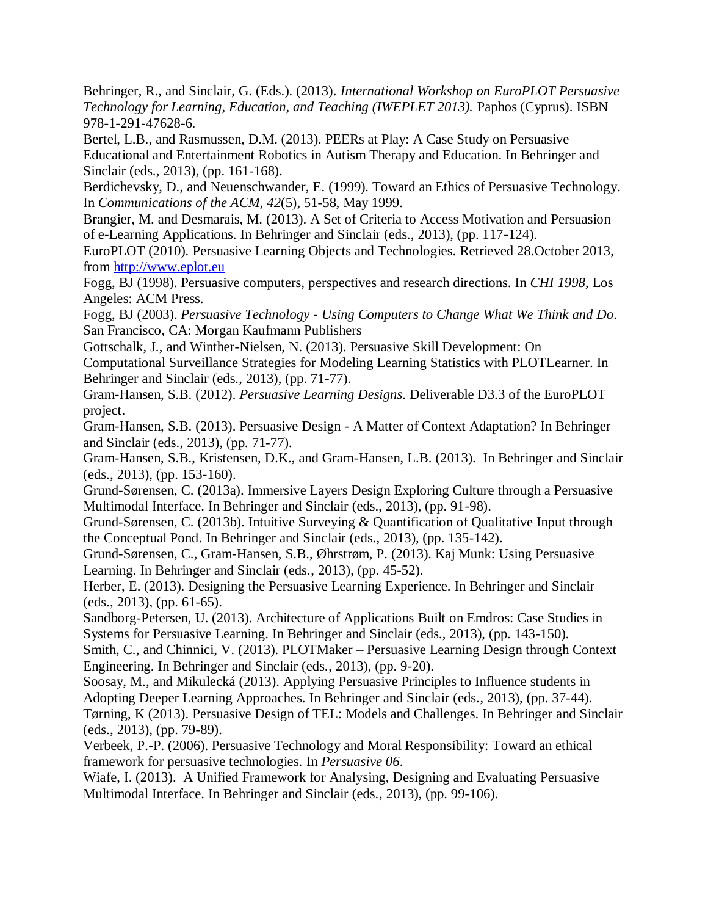Behringer, R., and Sinclair, G. (Eds.). (2013). *International Workshop on EuroPLOT Persuasive Technology for Learning, Education, and Teaching (IWEPLET 2013).* Paphos (Cyprus). ISBN 978-1-291-47628-6.

Bertel, L.B., and Rasmussen, D.M. (2013). PEERs at Play: A Case Study on Persuasive Educational and Entertainment Robotics in Autism Therapy and Education. In Behringer and Sinclair (eds., 2013), (pp. 161-168).

Berdichevsky, D., and Neuenschwander, E. (1999). Toward an Ethics of Persuasive Technology. In *Communications of the ACM*, *42*(5), 51-58, May 1999.

Brangier, M. and Desmarais, M. (2013). A Set of Criteria to Access Motivation and Persuasion of e-Learning Applications. In Behringer and Sinclair (eds., 2013), (pp. 117-124).

EuroPLOT (2010). Persuasive Learning Objects and Technologies. Retrieved 28.October 2013, from [http://www.eplot.eu](http://www.eplot.eu)

Fogg, BJ (1998). Persuasive computers, perspectives and research directions. In *CHI 1998*, Los Angeles: ACM Press.

Fogg, BJ (2003). *Persuasive Technology - Using Computers to Change What We Think and Do*. San Francisco, CA: Morgan Kaufmann Publishers

Gottschalk, J., and Winther-Nielsen, N. (2013). Persuasive Skill Development: On Computational Surveillance Strategies for Modeling Learning Statistics with PLOTLearner. In Behringer and Sinclair (eds., 2013), (pp. 71-77).

Gram-Hansen, S.B. (2012). *Persuasive Learning Designs*. Deliverable D3.3 of the EuroPLOT project.

Gram-Hansen, S.B. (2013). Persuasive Design - A Matter of Context Adaptation? In Behringer and Sinclair (eds., 2013), (pp. 71-77).

Gram-Hansen, S.B., Kristensen, D.K., and Gram-Hansen, L.B. (2013). In Behringer and Sinclair (eds., 2013), (pp. 153-160).

Grund-Sørensen, C. (2013a). Immersive Layers Design Exploring Culture through a Persuasive Multimodal Interface. In Behringer and Sinclair (eds., 2013), (pp. 91-98).

Grund-Sørensen, C. (2013b). Intuitive Surveying & Quantification of Qualitative Input through the Conceptual Pond. In Behringer and Sinclair (eds., 2013), (pp. 135-142).

Grund-Sørensen, C., Gram-Hansen, S.B., Øhrstrøm, P. (2013). Kaj Munk: Using Persuasive Learning. In Behringer and Sinclair (eds., 2013), (pp. 45-52).

Herber, E. (2013). Designing the Persuasive Learning Experience. In Behringer and Sinclair (eds., 2013), (pp. 61-65).

Sandborg-Petersen, U. (2013). Architecture of Applications Built on Emdros: Case Studies in Systems for Persuasive Learning. In Behringer and Sinclair (eds., 2013), (pp. 143-150).

Smith, C., and Chinnici, V. (2013). PLOTMaker – Persuasive Learning Design through Context Engineering. In Behringer and Sinclair (eds., 2013), (pp. 9-20).

Soosay, M., and Mikulecká (2013). Applying Persuasive Principles to Influence students in Adopting Deeper Learning Approaches. In Behringer and Sinclair (eds., 2013), (pp. 37-44).

Tørning, K (2013). Persuasive Design of TEL: Models and Challenges. In Behringer and Sinclair (eds., 2013), (pp. 79-89).

Verbeek, P.-P. (2006). Persuasive Technology and Moral Responsibility: Toward an ethical framework for persuasive technologies. In *Persuasive 06*.

Wiafe, I. (2013). A Unified Framework for Analysing, Designing and Evaluating Persuasive Multimodal Interface. In Behringer and Sinclair (eds., 2013), (pp. 99-106).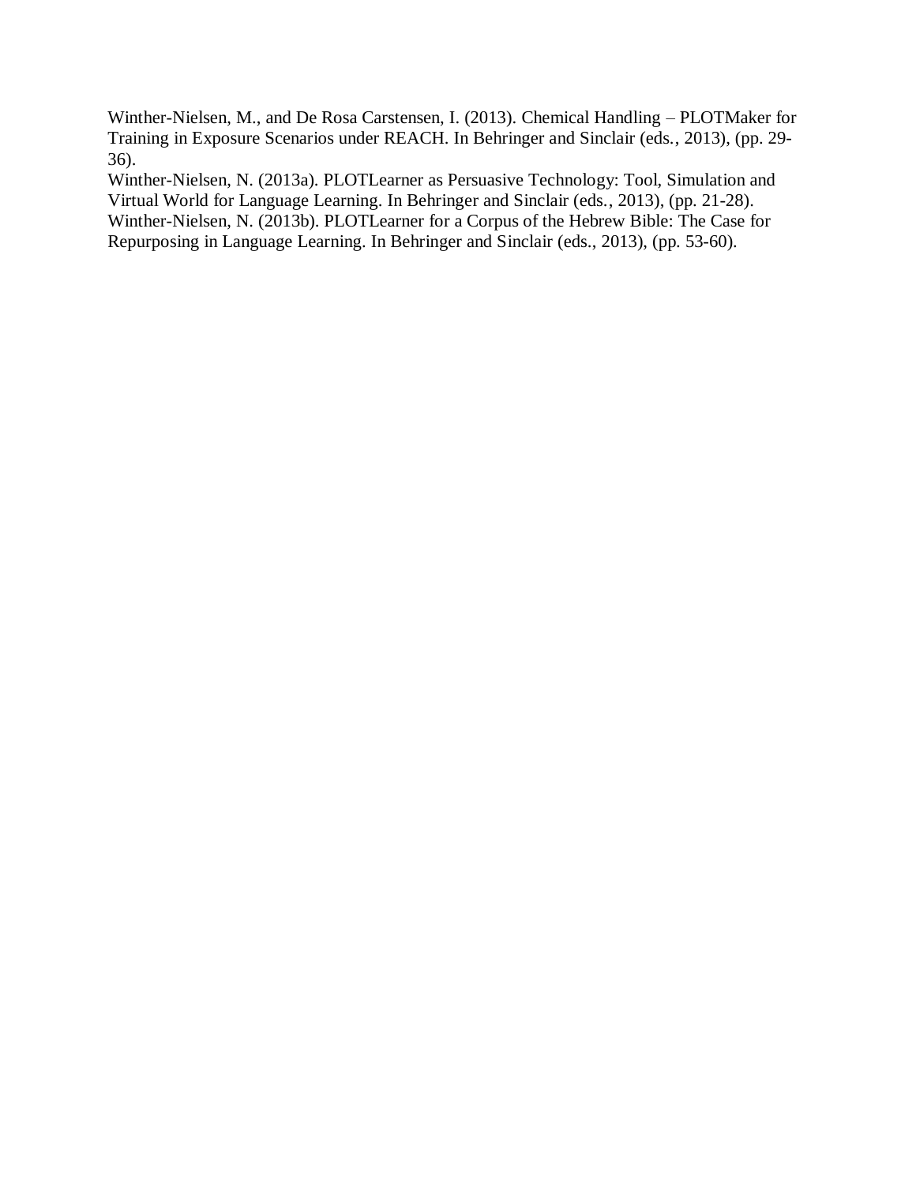Winther-Nielsen, M., and De Rosa Carstensen, I. (2013). Chemical Handling – PLOTMaker for Training in Exposure Scenarios under REACH. In Behringer and Sinclair (eds., 2013), (pp. 29-36).

Winther-Nielsen, N. (2013a). PLOTLearner as Persuasive Technology: Tool, Simulation and Virtual World for Language Learning. In Behringer and Sinclair (eds., 2013), (pp. 21-28).

Winther-Nielsen, N. (2013b). PLOTLearner for a Corpus of the Hebrew Bible: The Case for Repurposing in Language Learning. In Behringer and Sinclair (eds., 2013), (pp. 53-60).